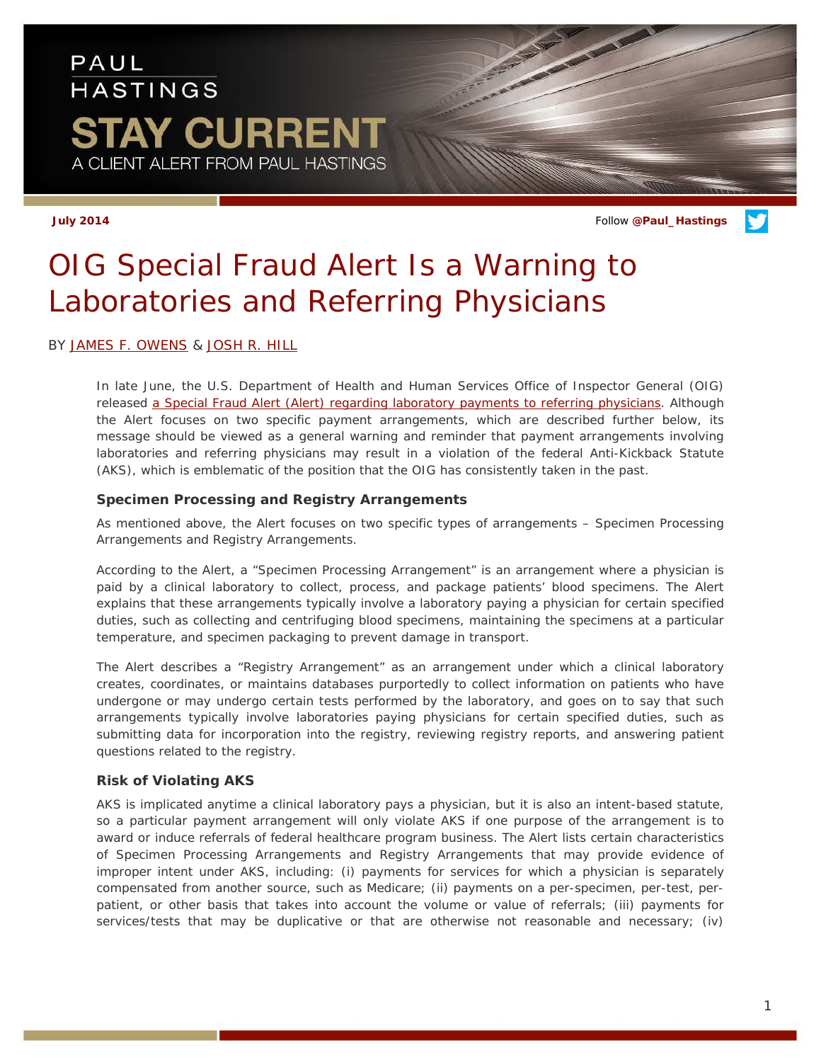PAUL HASTINGS

STAY CURRENT

A CLIENT ALERT FROM PAUL HASTINGS

**July 2014**

Follow **@Paul_Hastings**

# OIG Special Fraud Alert Is a Warning to Laboratories and Referring Physicians

BY JAMES F. OWENS & JOSH R. HILL

In late June, the U.S. Department of Health and Human Services Office of Inspector General (OIG) released a Special Fraud Alert (Alert) regarding laboratory payments to referring physicians. Although the Alert focuses on two specific payment arrangements, which are described further below, its message should be viewed as a general warning and reminder that payment arrangements involving laboratories and referring physicians may result in a violation of the federal Anti-Kickback Statute (AKS), which is emblematic of the position that the OIG has consistently taken in the past.

### Specimen Processing and Registry Arrangements

As mentioned above, the Alert focuses on two specific types of arrangements – Specimen Processing Arrangements and Registry Arrangements.

According to the Alert, a "Specimen Processing Arrangement" is an arrangement where a physician is paid by a clinical laboratory to collect, process, and package patients' blood specimens. The Alert explains that these arrangements typically involve a laboratory paying a physician for certain specified duties, such as collecting and centrifuging blood specimens, maintaining the specimens at a particular temperature, and specimen packaging to prevent damage in transport.

The Alert describes a "Registry Arrangement" as an arrangement under which a clinical laboratory creates, coordinates, or maintains databases purportedly to collect information on patients who have undergone or may undergo certain tests performed by the laboratory, and goes on to say that such arrangements typically involve laboratories paying physicians for certain specified duties, such as submitting data for incorporation into the registry, reviewing registry reports, and answering patient questions related to the registry.

### Risk of Violating AKS

AKS is implicated anytime a clinical laboratory pays a physician, but it is also an intent-based statute, so a particular payment arrangement will only violate AKS if one purpose of the arrangement is to award or induce referrals of federal healthcare program business. The Alert lists certain characteristics of Specimen Processing Arrangements and Registry Arrangements that may provide evidence of improper intent under AKS, including: (i) payments for services for which a physician is separately compensated from another source, such as Medicare; (ii) payments on a per-specimen, per-test, per-patient, or other basis that takes into account the volume or value of referrals; (iii) payments for services/tests that may be duplicative or that are otherwise not reasonable and necessary; (iv)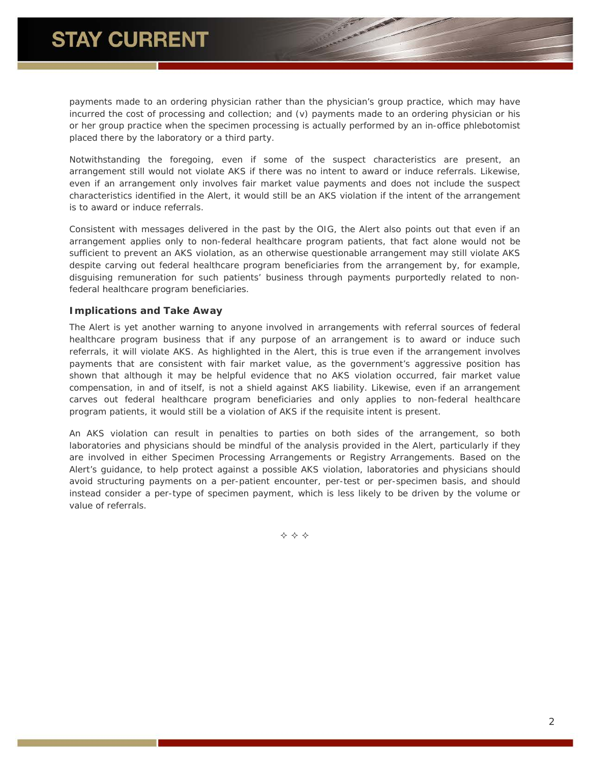payments made to an ordering physician rather than the physician's group practice, which may have incurred the cost of processing and collection; and (v) payments made to an ordering physician or his or her group practice when the specimen processing is actually performed by an in-office phlebotomist placed there by the laboratory or a third party.

Notwithstanding the foregoing, even if some of the suspect characteristics are present, an arrangement still would not violate AKS if there was no intent to award or induce referrals. Likewise, even if an arrangement only involves fair market value payments and does not include the suspect characteristics identified in the Alert, it would still be an AKS violation if the intent of the arrangement is to award or induce referrals.

Consistent with messages delivered in the past by the OIG, the Alert also points out that even if an arrangement applies only to non-federal healthcare program patients, that fact alone would not be sufficient to prevent an AKS violation, as an otherwise questionable arrangement may still violate AKS despite carving out federal healthcare program beneficiaries from the arrangement by, for example, disguising remuneration for such patients' business through payments purportedly related to non-federal healthcare program beneficiaries.

### Implications and Take Away

The Alert is yet another warning to anyone involved in arrangements with referral sources of federal healthcare program business that if any purpose of an arrangement is to award or induce such referrals, it will violate AKS. As highlighted in the Alert, this is true even if the arrangement involves payments that are consistent with fair market value, as the government's aggressive position has shown that although it may be helpful evidence that no AKS violation occurred, fair market value compensation, in and of itself, is not a shield against AKS liability. Likewise, even if an arrangement carves out federal healthcare program beneficiaries and only applies to non-federal healthcare program patients, it would still be a violation of AKS if the requisite intent is present.

An AKS violation can result in penalties to parties on both sides of the arrangement, so both laboratories and physicians should be mindful of the analysis provided in the Alert, particularly if they are involved in either Specimen Processing Arrangements or Registry Arrangements. Based on the Alert's guidance, to help protect against a possible AKS violation, laboratories and physicians should avoid structuring payments on a per-patient encounter, per-test or per-specimen basis, and should instead consider a per-type of specimen payment, which is less likely to be driven by the volume or value of referrals.

✧ ✧ ✧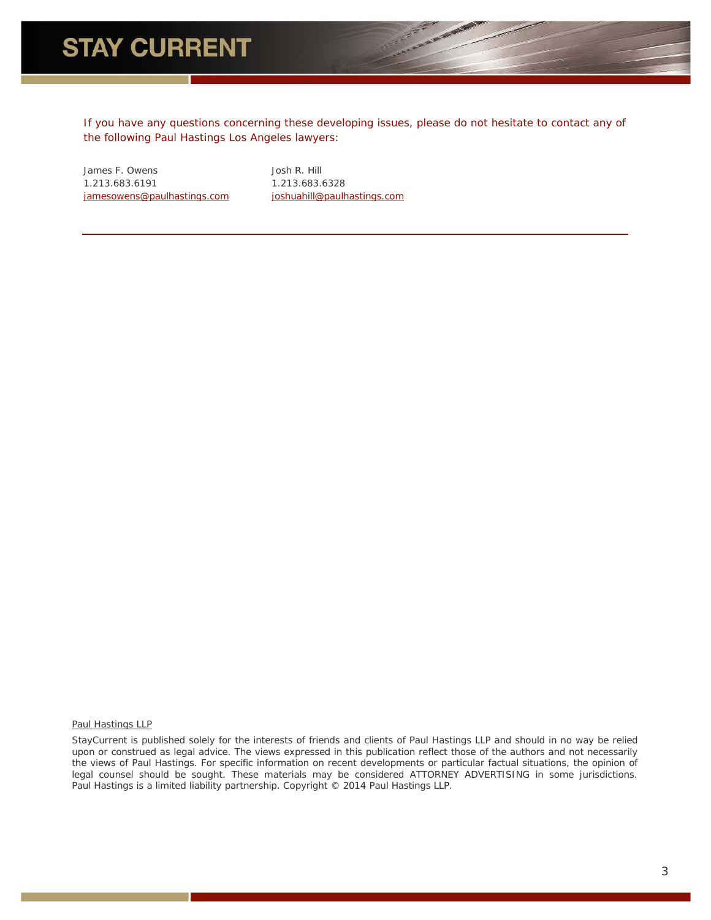If you have any questions concerning these developing issues, please do not hesitate to contact any of the following Paul Hastings Los Angeles lawyers:

James F. Owens
1.213.683.6191
jamesowens@paulhastings.com

Josh R. Hill
1.213.683.6328
joshuahill@paulhastings.com

---

Paul Hastings LLP

StayCurrent is published solely for the interests of friends and clients of Paul Hastings LLP and should in no way be relied upon or construed as legal advice. The views expressed in this publication reflect those of the authors and not necessarily the views of Paul Hastings. For specific information on recent developments or particular factual situations, the opinion of legal counsel should be sought. These materials may be considered ATTORNEY ADVERTISING in some jurisdictions. Paul Hastings is a limited liability partnership. Copyright © 2014 Paul Hastings LLP.